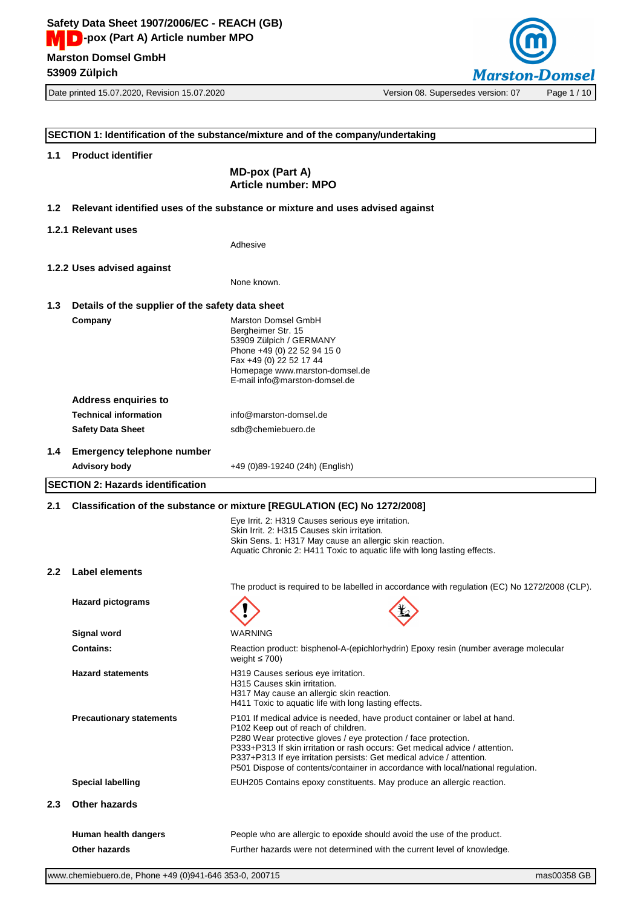## SECTION 1: Identification of the substance/mixture and of the company/undertaking

### 1.1 Product identifier

**MD-pox (Part A)**
**Article number: MPO**

### 1.2 Relevant identified uses of the substance or mixture and uses advised against

#### 1.2.1 Relevant uses

Adhesive

#### 1.2.2 Uses advised against

None known.

### 1.3 Details of the supplier of the safety data sheet

**Company**

Marston Domsel GmbH
Bergheimer Str. 15
53909 Zülpich / GERMANY
Phone +49 (0) 22 52 94 15 0
Fax +49 (0) 22 52 17 44
Homepage www.marston-domsel.de
E-mail info@marston-domsel.de

**Address enquiries to**

**Technical information** info@marston-domsel.de

**Safety Data Sheet** sdb@chemiebuero.de

### 1.4 Emergency telephone number

**Advisory body** +49 (0)89-19240 (24h) (English)

## SECTION 2: Hazards identification

### 2.1 Classification of the substance or mixture [REGULATION (EC) No 1272/2008]

Eye Irrit. 2: H319 Causes serious eye irritation.
Skin Irrit. 2: H315 Causes skin irritation.
Skin Sens. 1: H317 May cause an allergic skin reaction.
Aquatic Chronic 2: H411 Toxic to aquatic life with long lasting effects.

### 2.2 Label elements

The product is required to be labelled in accordance with regulation (EC) No 1272/2008 (CLP).

**Hazard pictograms**

**Signal word** WARNING

**Contains:** Reaction product: bisphenol-A-(epichlorhydrin) Epoxy resin (number average molecular weight ≤ 700)

**Hazard statements**

H319 Causes serious eye irritation.
H315 Causes skin irritation.
H317 May cause an allergic skin reaction.
H411 Toxic to aquatic life with long lasting effects.

**Precautionary statements**

P101 If medical advice is needed, have product container or label at hand.
P102 Keep out of reach of children.
P280 Wear protective gloves / eye protection / face protection.
P333+P313 If skin irritation or rash occurs: Get medical advice / attention.
P337+P313 If eye irritation persists: Get medical advice / attention.
P501 Dispose of contents/container in accordance with local/national regulation.

**Special labelling** EUH205 Contains epoxy constituents. May produce an allergic reaction.

### 2.3 Other hazards

**Human health dangers** People who are allergic to epoxide should avoid the use of the product.

**Other hazards** Further hazards were not determined with the current level of knowledge.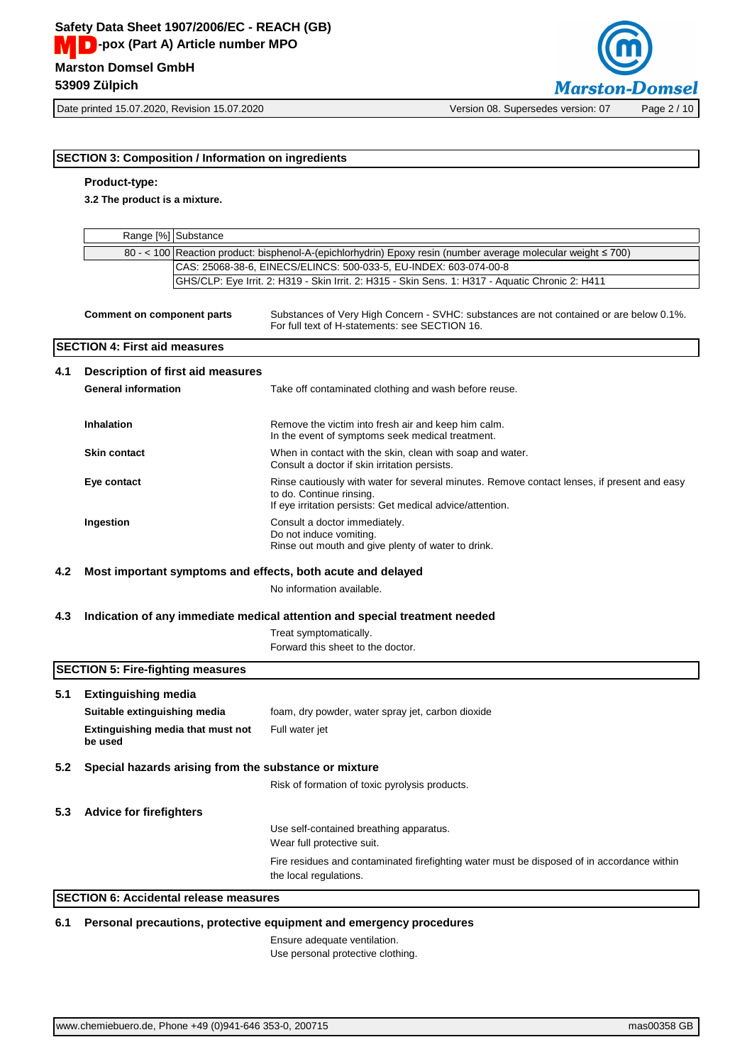## SECTION 3: Composition / Information on ingredients

**Product-type:**

**3.2 The product is a mixture.**

| Range [%] | Substance |
|---|---|
| 80 - < 100 | Reaction product: bisphenol-A-(epichlorhydrin) Epoxy resin (number average molecular weight ≤ 700) |
| | CAS: 25068-38-6, EINECS/ELINCS: 500-033-5, EU-INDEX: 603-074-00-8 |
| | GHS/CLP: Eye Irrit. 2: H319 - Skin Irrit. 2: H315 - Skin Sens. 1: H317 - Aquatic Chronic 2: H411 |

**Comment on component parts** Substances of Very High Concern - SVHC: substances are not contained or are below 0.1%. For full text of H-statements: see SECTION 16.

## SECTION 4: First aid measures

### 4.1 Description of first aid measures

**General information**
Take off contaminated clothing and wash before reuse.

**Inhalation**
Remove the victim into fresh air and keep him calm.
In the event of symptoms seek medical treatment.

**Skin contact**
When in contact with the skin, clean with soap and water.
Consult a doctor if skin irritation persists.

**Eye contact**
Rinse cautiously with water for several minutes. Remove contact lenses, if present and easy to do. Continue rinsing.
If eye irritation persists: Get medical advice/attention.

**Ingestion**
Consult a doctor immediately.
Do not induce vomiting.
Rinse out mouth and give plenty of water to drink.

### 4.2 Most important symptoms and effects, both acute and delayed

No information available.

### 4.3 Indication of any immediate medical attention and special treatment needed

Treat symptomatically.
Forward this sheet to the doctor.

## SECTION 5: Fire-fighting measures

### 5.1 Extinguishing media

**Suitable extinguishing media**
foam, dry powder, water spray jet, carbon dioxide

**Extinguishing media that must not be used**
Full water jet

### 5.2 Special hazards arising from the substance or mixture

Risk of formation of toxic pyrolysis products.

### 5.3 Advice for firefighters

Use self-contained breathing apparatus.
Wear full protective suit.

Fire residues and contaminated firefighting water must be disposed of in accordance within the local regulations.

## SECTION 6: Accidental release measures

### 6.1 Personal precautions, protective equipment and emergency procedures

Ensure adequate ventilation.
Use personal protective clothing.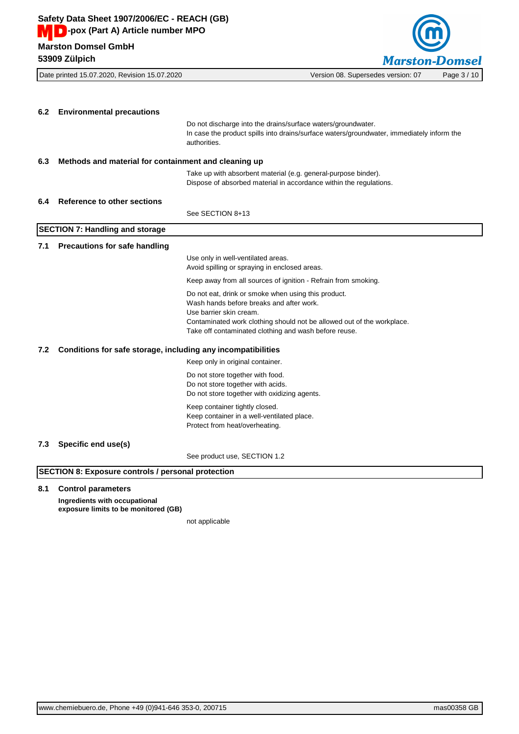### 6.2 Environmental precautions

Do not discharge into the drains/surface waters/groundwater.
In case the product spills into drains/surface waters/groundwater, immediately inform the authorities.

### 6.3 Methods and material for containment and cleaning up

Take up with absorbent material (e.g. general-purpose binder).
Dispose of absorbed material in accordance within the regulations.

### 6.4 Reference to other sections

See SECTION 8+13

## SECTION 7: Handling and storage

### 7.1 Precautions for safe handling

Use only in well-ventilated areas.
Avoid spilling or spraying in enclosed areas.

Keep away from all sources of ignition - Refrain from smoking.

Do not eat, drink or smoke when using this product.
Wash hands before breaks and after work.
Use barrier skin cream.
Contaminated work clothing should not be allowed out of the workplace.
Take off contaminated clothing and wash before reuse.

### 7.2 Conditions for safe storage, including any incompatibilities

Keep only in original container.

Do not store together with food.
Do not store together with acids.
Do not store together with oxidizing agents.

Keep container tightly closed.
Keep container in a well-ventilated place.
Protect from heat/overheating.

### 7.3 Specific end use(s)

See product use, SECTION 1.2

## SECTION 8: Exposure controls / personal protection

### 8.1 Control parameters

**Ingredients with occupational exposure limits to be monitored (GB)**

not applicable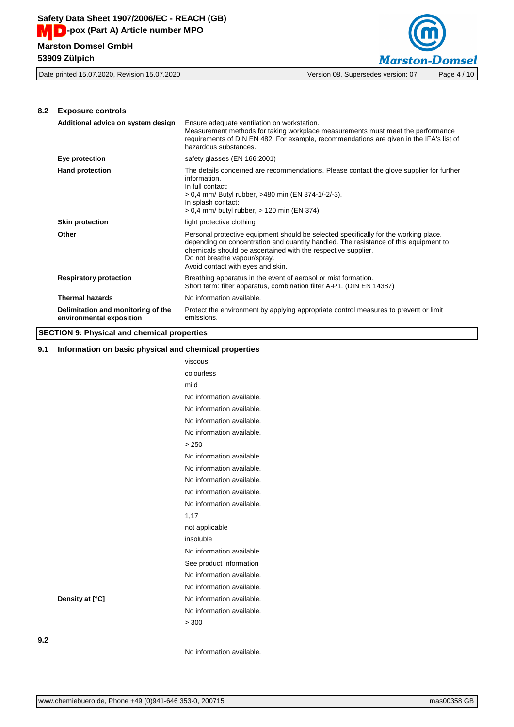### 8.2 Exposure controls

| | |
|---|---|
| **Additional advice on system design** | Ensure adequate ventilation on workstation.<br>Measurement methods for taking workplace measurements must meet the performance requirements of DIN EN 482. For example, recommendations are given in the IFA's list of hazardous substances. |
| **Eye protection** | safety glasses (EN 166:2001) |
| **Hand protection** | The details concerned are recommendations. Please contact the glove supplier for further information.<br>In full contact:<br>> 0,4 mm/ Butyl rubber, >480 min (EN 374-1/-2/-3).<br>In splash contact:<br>> 0,4 mm/ butyl rubber, > 120 min (EN 374) |
| **Skin protection** | light protective clothing |
| **Other** | Personal protective equipment should be selected specifically for the working place, depending on concentration and quantity handled. The resistance of this equipment to chemicals should be ascertained with the respective supplier.<br>Do not breathe vapour/spray.<br>Avoid contact with eyes and skin. |
| **Respiratory protection** | Breathing apparatus in the event of aerosol or mist formation.<br>Short term: filter apparatus, combination filter A-P1. (DIN EN 14387) |
| **Thermal hazards** | No information available. |
| **Delimitation and monitoring of the environmental exposition** | Protect the environment by applying appropriate control measures to prevent or limit emissions. |

## SECTION 9: Physical and chemical properties

### 9.1 Information on basic physical and chemical properties

| | |
|---|---|
| | viscous |
| | colourless |
| | mild |
| | No information available. |
| | No information available. |
| | No information available. |
| | No information available. |
| | > 250 |
| | No information available. |
| | No information available. |
| | No information available. |
| | No information available. |
| | No information available. |
| | 1,17 |
| | not applicable |
| | insoluble |
| | No information available. |
| | See product information |
| | No information available. |
| | No information available. |
| **Density at [°C]** | No information available. |
| | No information available. |
| | > 300 |

### 9.2

No information available.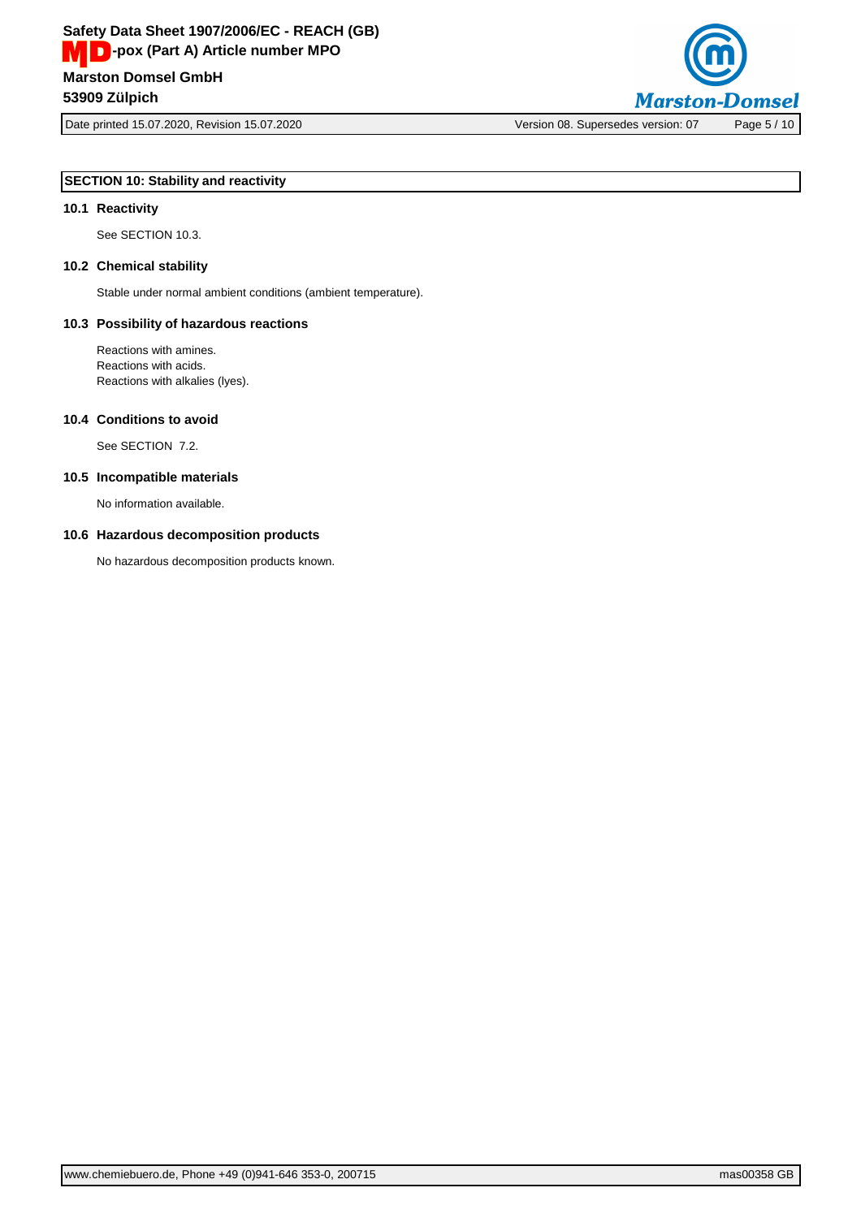## SECTION 10: Stability and reactivity

### 10.1 Reactivity

See SECTION 10.3.

### 10.2 Chemical stability

Stable under normal ambient conditions (ambient temperature).

### 10.3 Possibility of hazardous reactions

Reactions with amines.
Reactions with acids.
Reactions with alkalies (lyes).

### 10.4 Conditions to avoid

See SECTION 7.2.

### 10.5 Incompatible materials

No information available.

### 10.6 Hazardous decomposition products

No hazardous decomposition products known.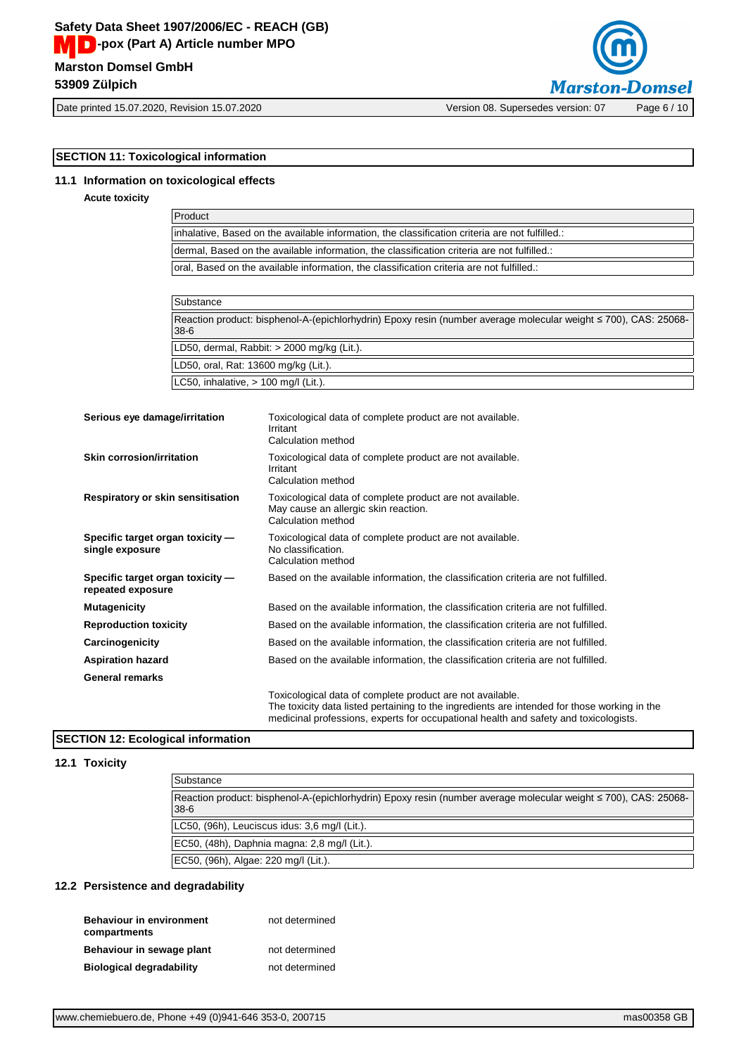## SECTION 11: Toxicological information

### 11.1 Information on toxicological effects

**Acute toxicity**

| Product |
| --- |
| inhalative, Based on the available information, the classification criteria are not fulfilled.: |
| dermal, Based on the available information, the classification criteria are not fulfilled.: |
| oral, Based on the available information, the classification criteria are not fulfilled.: |

| Substance |
| --- |
| Reaction product: bisphenol-A-(epichlorhydrin) Epoxy resin (number average molecular weight ≤ 700), CAS: 25068-38-6 |
| LD50, dermal, Rabbit: > 2000 mg/kg (Lit.). |
| LD50, oral, Rat: 13600 mg/kg (Lit.). |
| LC50, inhalative, > 100 mg/l (Lit.). |

**Serious eye damage/irritation**
Toxicological data of complete product are not available.
Irritant
Calculation method

**Skin corrosion/irritation**
Toxicological data of complete product are not available.
Irritant
Calculation method

**Respiratory or skin sensitisation**
Toxicological data of complete product are not available.
May cause an allergic skin reaction.
Calculation method

**Specific target organ toxicity — single exposure**
Toxicological data of complete product are not available.
No classification.
Calculation method

**Specific target organ toxicity — repeated exposure**
Based on the available information, the classification criteria are not fulfilled.

**Mutagenicity**
Based on the available information, the classification criteria are not fulfilled.

**Reproduction toxicity**
Based on the available information, the classification criteria are not fulfilled.

**Carcinogenicity**
Based on the available information, the classification criteria are not fulfilled.

**Aspiration hazard**
Based on the available information, the classification criteria are not fulfilled.

**General remarks**

Toxicological data of complete product are not available.
The toxicity data listed pertaining to the ingredients are intended for those working in the medicinal professions, experts for occupational health and safety and toxicologists.

## SECTION 12: Ecological information

### 12.1 Toxicity

| Substance |
| --- |
| Reaction product: bisphenol-A-(epichlorhydrin) Epoxy resin (number average molecular weight ≤ 700), CAS: 25068-38-6 |
| LC50, (96h), Leuciscus idus: 3,6 mg/l (Lit.). |
| EC50, (48h), Daphnia magna: 2,8 mg/l (Lit.). |
| EC50, (96h), Algae: 220 mg/l (Lit.). |

### 12.2 Persistence and degradability

**Behaviour in environment compartments**
not determined

**Behaviour in sewage plant**
not determined

**Biological degradability**
not determined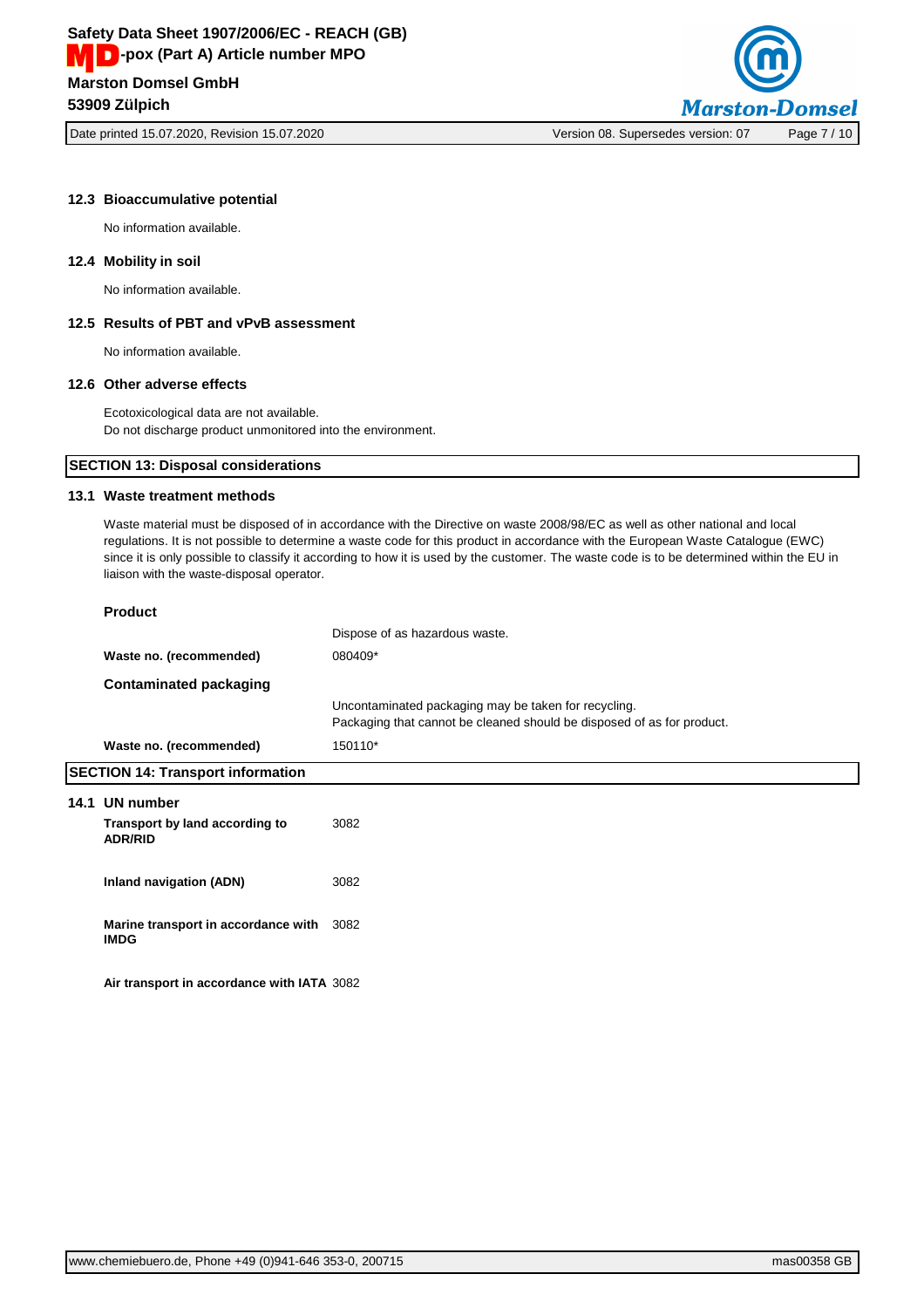### 12.3 Bioaccumulative potential

No information available.

### 12.4 Mobility in soil

No information available.

### 12.5 Results of PBT and vPvB assessment

No information available.

### 12.6 Other adverse effects

Ecotoxicological data are not available.
Do not discharge product unmonitored into the environment.

## SECTION 13: Disposal considerations

### 13.1 Waste treatment methods

Waste material must be disposed of in accordance with the Directive on waste 2008/98/EC as well as other national and local regulations. It is not possible to determine a waste code for this product in accordance with the European Waste Catalogue (EWC) since it is only possible to classify it according to how it is used by the customer. The waste code is to be determined within the EU in liaison with the waste-disposal operator.

**Product**

| | |
|---|---|
| | Dispose of as hazardous waste. |
| **Waste no. (recommended)** | 080409* |

**Contaminated packaging**

| | |
|---|---|
| | Uncontaminated packaging may be taken for recycling.<br>Packaging that cannot be cleaned should be disposed of as for product. |
| **Waste no. (recommended)** | 150110* |

## SECTION 14: Transport information

### 14.1 UN number

| | |
|---|---|
| **Transport by land according to ADR/RID** | 3082 |
| **Inland navigation (ADN)** | 3082 |
| **Marine transport in accordance with IMDG** | 3082 |
| **Air transport in accordance with IATA** | 3082 |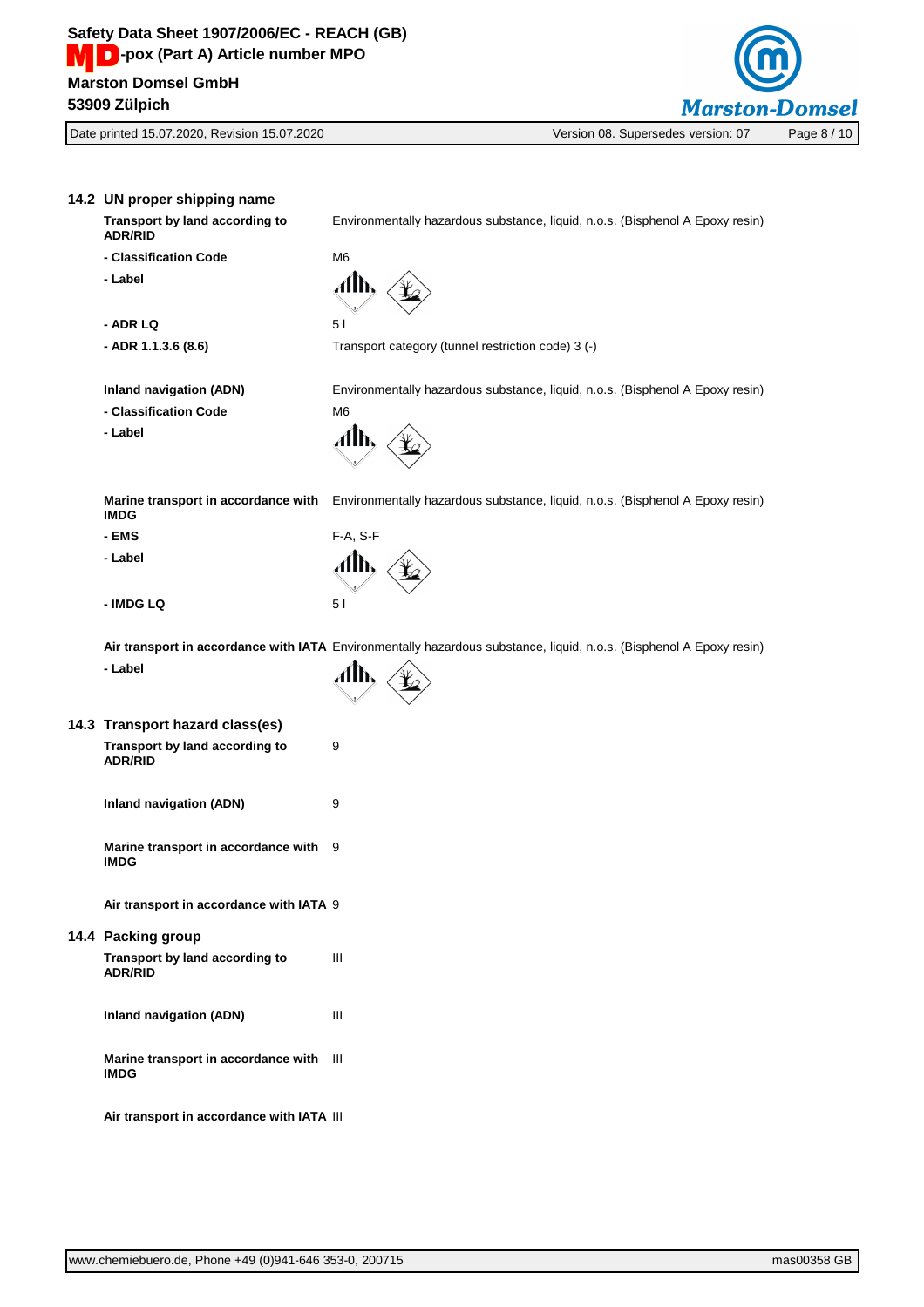### 14.2 UN proper shipping name

| | |
|---|---|
| **Transport by land according to ADR/RID** | Environmentally hazardous substance, liquid, n.o.s. (Bisphenol A Epoxy resin) |
| **- Classification Code** | M6 |
| **- Label** | |
| **- ADR LQ** | 5 l |
| **- ADR 1.1.3.6 (8.6)** | Transport category (tunnel restriction code) 3 (-) |
| **Inland navigation (ADN)** | Environmentally hazardous substance, liquid, n.o.s. (Bisphenol A Epoxy resin) |
| **- Classification Code** | M6 |
| **- Label** | |
| **Marine transport in accordance with IMDG** | Environmentally hazardous substance, liquid, n.o.s. (Bisphenol A Epoxy resin) |
| **- EMS** | F-A, S-F |
| **- Label** | |
| **- IMDG LQ** | 5 l |
| **Air transport in accordance with IATA** | Environmentally hazardous substance, liquid, n.o.s. (Bisphenol A Epoxy resin) |
| **- Label** | |

### 14.3 Transport hazard class(es)

| | |
|---|---|
| **Transport by land according to ADR/RID** | 9 |
| **Inland navigation (ADN)** | 9 |
| **Marine transport in accordance with IMDG** | 9 |
| **Air transport in accordance with IATA** | 9 |

### 14.4 Packing group

| | |
|---|---|
| **Transport by land according to ADR/RID** | III |
| **Inland navigation (ADN)** | III |
| **Marine transport in accordance with IMDG** | III |
| **Air transport in accordance with IATA** | III |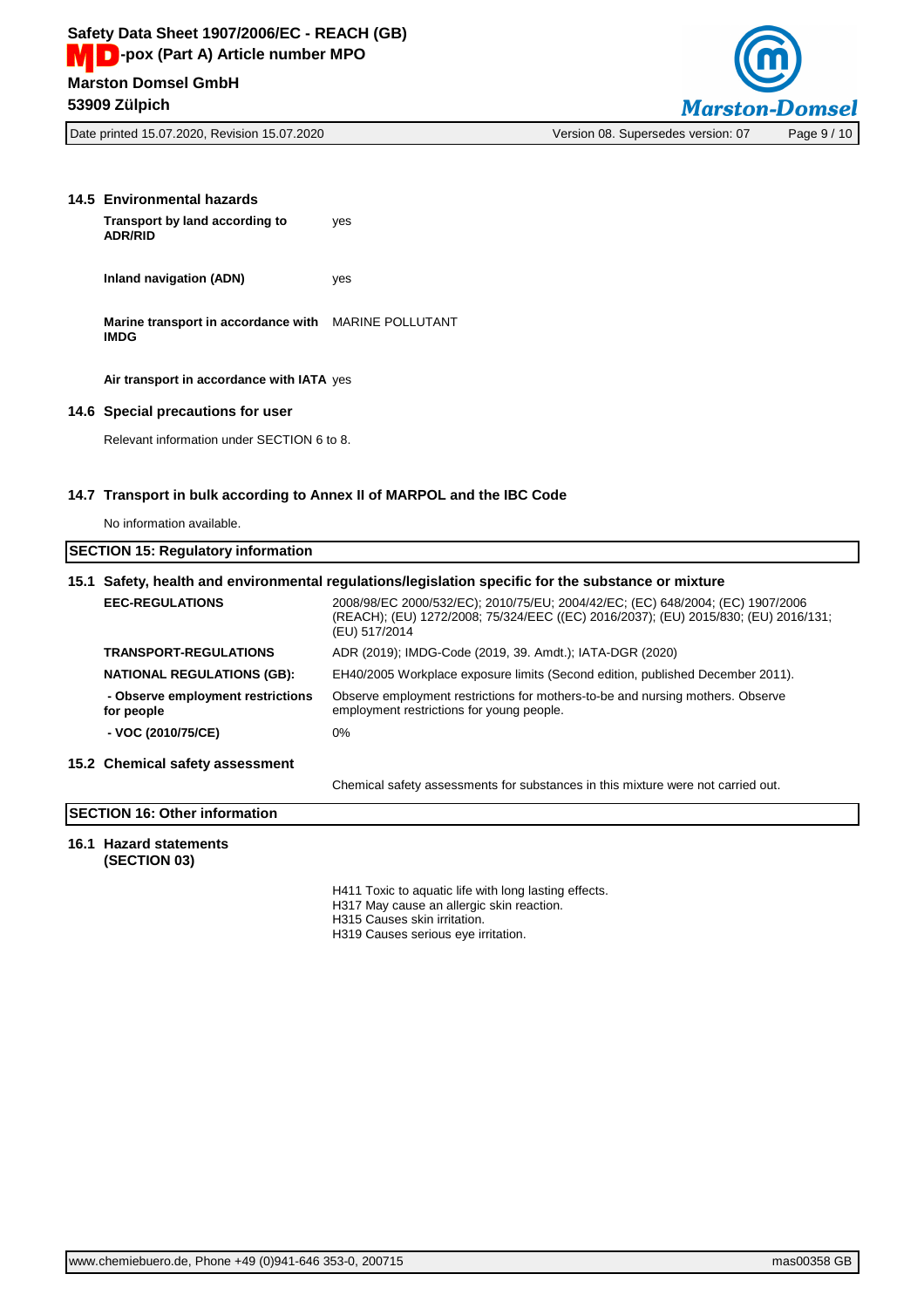### 14.5 Environmental hazards

| | |
|---|---|
| **Transport by land according to ADR/RID** | yes |
| **Inland navigation (ADN)** | yes |
| **Marine transport in accordance with IMDG** | MARINE POLLUTANT |
| **Air transport in accordance with IATA** | yes |

### 14.6 Special precautions for user

Relevant information under SECTION 6 to 8.

### 14.7 Transport in bulk according to Annex II of MARPOL and the IBC Code

No information available.

## SECTION 15: Regulatory information

### 15.1 Safety, health and environmental regulations/legislation specific for the substance or mixture

| | |
|---|---|
| **EEC-REGULATIONS** | 2008/98/EC 2000/532/EC); 2010/75/EU; 2004/42/EC; (EC) 648/2004; (EC) 1907/2006 (REACH); (EU) 1272/2008; 75/324/EEC ((EC) 2016/2037); (EU) 2015/830; (EU) 2016/131; (EU) 517/2014 |
| **TRANSPORT-REGULATIONS** | ADR (2019); IMDG-Code (2019, 39. Amdt.); IATA-DGR (2020) |
| **NATIONAL REGULATIONS (GB):** | EH40/2005 Workplace exposure limits (Second edition, published December 2011). |
| **- Observe employment restrictions for people** | Observe employment restrictions for mothers-to-be and nursing mothers. Observe employment restrictions for young people. |
| **- VOC (2010/75/CE)** | 0% |

### 15.2 Chemical safety assessment

Chemical safety assessments for substances in this mixture were not carried out.

## SECTION 16: Other information

### 16.1 Hazard statements (SECTION 03)

H411 Toxic to aquatic life with long lasting effects.
H317 May cause an allergic skin reaction.
H315 Causes skin irritation.
H319 Causes serious eye irritation.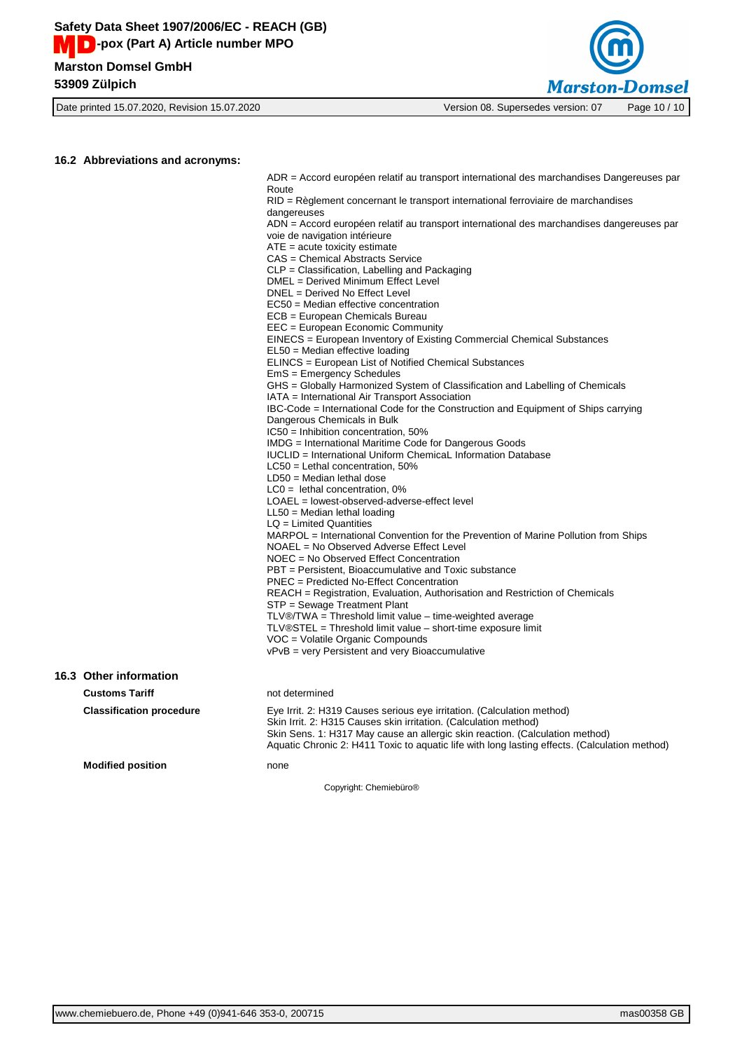## 16.2 Abbreviations and acronyms:

ADR = Accord européen relatif au transport international des marchandises Dangereuses par Route
RID = Règlement concernant le transport international ferroviaire de marchandises dangereuses
ADN = Accord européen relatif au transport international des marchandises dangereuses par voie de navigation intérieure
ATE = acute toxicity estimate
CAS = Chemical Abstracts Service
CLP = Classification, Labelling and Packaging
DMEL = Derived Minimum Effect Level
DNEL = Derived No Effect Level
EC50 = Median effective concentration
ECB = European Chemicals Bureau
EEC = European Economic Community
EINECS = European Inventory of Existing Commercial Chemical Substances
EL50 = Median effective loading
ELINCS = European List of Notified Chemical Substances
EmS = Emergency Schedules
GHS = Globally Harmonized System of Classification and Labelling of Chemicals
IATA = International Air Transport Association
IBC-Code = International Code for the Construction and Equipment of Ships carrying Dangerous Chemicals in Bulk
IC50 = Inhibition concentration, 50%
IMDG = International Maritime Code for Dangerous Goods
IUCLID = International Uniform ChemicaL Information Database
LC50 = Lethal concentration, 50%
LD50 = Median lethal dose
LC0 = lethal concentration, 0%
LOAEL = lowest-observed-adverse-effect level
LL50 = Median lethal loading
LQ = Limited Quantities
MARPOL = International Convention for the Prevention of Marine Pollution from Ships
NOAEL = No Observed Adverse Effect Level
NOEC = No Observed Effect Concentration
PBT = Persistent, Bioaccumulative and Toxic substance
PNEC = Predicted No-Effect Concentration
REACH = Registration, Evaluation, Authorisation and Restriction of Chemicals
STP = Sewage Treatment Plant
TLV®/TWA = Threshold limit value – time-weighted average
TLV®STEL = Threshold limit value – short-time exposure limit
VOC = Volatile Organic Compounds
vPvB = very Persistent and very Bioaccumulative

## 16.3 Other information

**Customs Tariff**

not determined

**Classification procedure**

Eye Irrit. 2: H319 Causes serious eye irritation. (Calculation method)
Skin Irrit. 2: H315 Causes skin irritation. (Calculation method)
Skin Sens. 1: H317 May cause an allergic skin reaction. (Calculation method)
Aquatic Chronic 2: H411 Toxic to aquatic life with long lasting effects. (Calculation method)

**Modified position**

none

Copyright: Chemiebüro®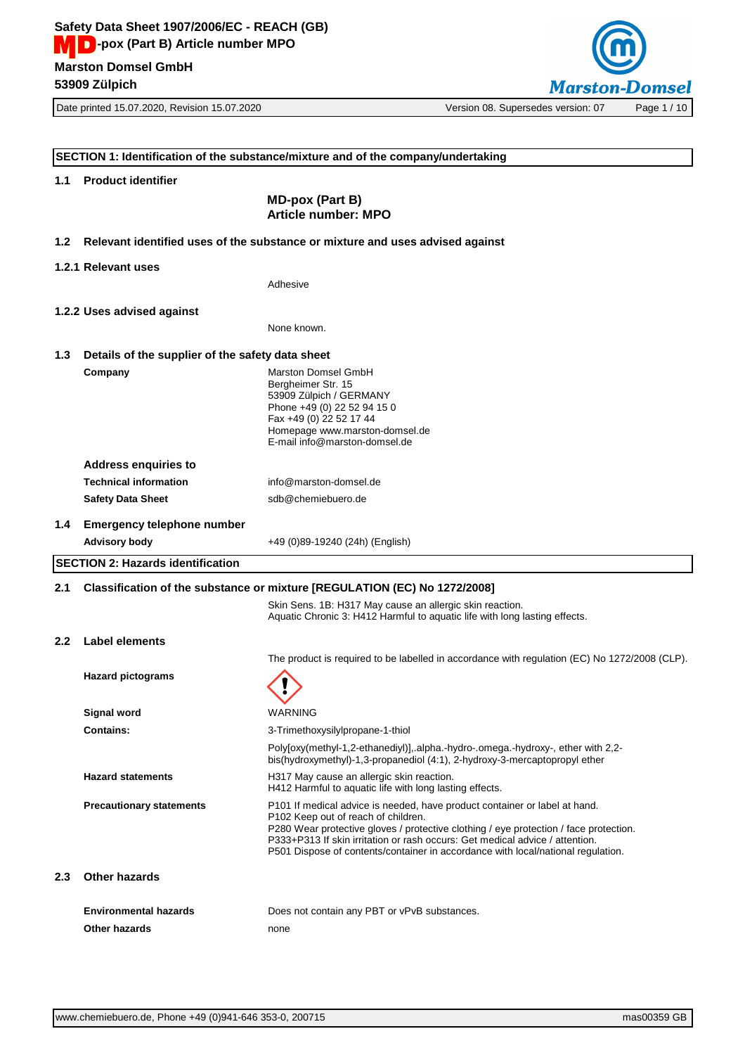## SECTION 1: Identification of the substance/mixture and of the company/undertaking

### 1.1 Product identifier

**MD-pox (Part B)**
**Article number: MPO**

### 1.2 Relevant identified uses of the substance or mixture and uses advised against

#### 1.2.1 Relevant uses

Adhesive

#### 1.2.2 Uses advised against

None known.

### 1.3 Details of the supplier of the safety data sheet

**Company**

Marston Domsel GmbH
Bergheimer Str. 15
53909 Zülpich / GERMANY
Phone +49 (0) 22 52 94 15 0
Fax +49 (0) 22 52 17 44
Homepage www.marston-domsel.de
E-mail info@marston-domsel.de

**Address enquiries to**

| | |
|---|---|
| **Technical information** | info@marston-domsel.de |
| **Safety Data Sheet** | sdb@chemiebuero.de |

### 1.4 Emergency telephone number

| | |
|---|---|
| **Advisory body** | +49 (0)89-19240 (24h) (English) |

## SECTION 2: Hazards identification

### 2.1 Classification of the substance or mixture [REGULATION (EC) No 1272/2008]

Skin Sens. 1B: H317 May cause an allergic skin reaction.
Aquatic Chronic 3: H412 Harmful to aquatic life with long lasting effects.

### 2.2 Label elements

The product is required to be labelled in accordance with regulation (EC) No 1272/2008 (CLP).

**Hazard pictograms**

**Signal word**: WARNING

**Contains:**

3-Trimethoxysilylpropane-1-thiol

Poly[oxy(methyl-1,2-ethanediyl)],.alpha.-hydro-.omega.-hydroxy-, ether with 2,2-bis(hydroxymethyl)-1,3-propanediol (4:1), 2-hydroxy-3-mercaptopropyl ether

**Hazard statements**

H317 May cause an allergic skin reaction.
H412 Harmful to aquatic life with long lasting effects.

**Precautionary statements**

P101 If medical advice is needed, have product container or label at hand.
P102 Keep out of reach of children.
P280 Wear protective gloves / protective clothing / eye protection / face protection.
P333+P313 If skin irritation or rash occurs: Get medical advice / attention.
P501 Dispose of contents/container in accordance with local/national regulation.

### 2.3 Other hazards

| | |
|---|---|
| **Environmental hazards** | Does not contain any PBT or vPvB substances. |
| **Other hazards** | none |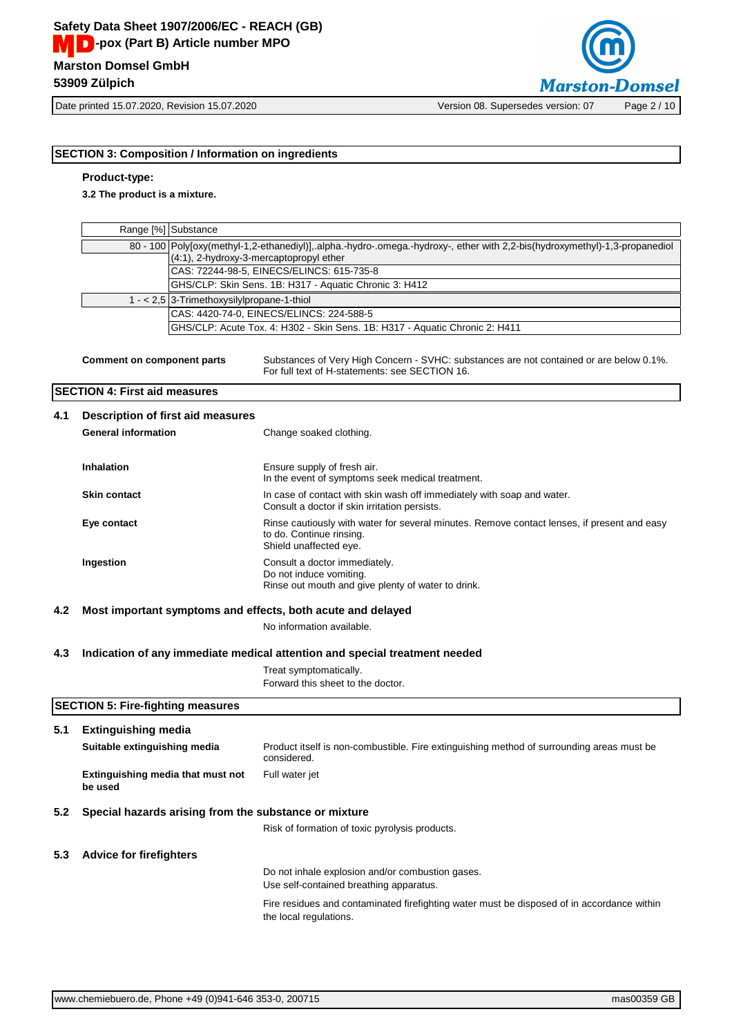## SECTION 3: Composition / Information on ingredients

**Product-type:**

**3.2 The product is a mixture.**

| Range [%] | Substance |
|---|---|
| 80 - 100 | Poly[oxy(methyl-1,2-ethanediyl)],.alpha.-hydro-.omega.-hydroxy-, ether with 2,2-bis(hydroxymethyl)-1,3-propanediol (4:1), 2-hydroxy-3-mercaptopropyl ether |
| | CAS: 72244-98-5, EINECS/ELINCS: 615-735-8 |
| | GHS/CLP: Skin Sens. 1B: H317 - Aquatic Chronic 3: H412 |
| 1 - < 2,5 | 3-Trimethoxysilylpropane-1-thiol |
| | CAS: 4420-74-0, EINECS/ELINCS: 224-588-5 |
| | GHS/CLP: Acute Tox. 4: H302 - Skin Sens. 1B: H317 - Aquatic Chronic 2: H411 |

**Comment on component parts**
Substances of Very High Concern - SVHC: substances are not contained or are below 0.1%.
For full text of H-statements: see SECTION 16.

## SECTION 4: First aid measures

### 4.1 Description of first aid measures

**General information**
Change soaked clothing.

**Inhalation**
Ensure supply of fresh air.
In the event of symptoms seek medical treatment.

**Skin contact**
In case of contact with skin wash off immediately with soap and water.
Consult a doctor if skin irritation persists.

**Eye contact**
Rinse cautiously with water for several minutes. Remove contact lenses, if present and easy to do. Continue rinsing.
Shield unaffected eye.

**Ingestion**
Consult a doctor immediately.
Do not induce vomiting.
Rinse out mouth and give plenty of water to drink.

### 4.2 Most important symptoms and effects, both acute and delayed

No information available.

### 4.3 Indication of any immediate medical attention and special treatment needed

Treat symptomatically.
Forward this sheet to the doctor.

## SECTION 5: Fire-fighting measures

### 5.1 Extinguishing media

**Suitable extinguishing media**
Product itself is non-combustible. Fire extinguishing method of surrounding areas must be considered.

**Extinguishing media that must not be used**
Full water jet

### 5.2 Special hazards arising from the substance or mixture

Risk of formation of toxic pyrolysis products.

### 5.3 Advice for firefighters

Do not inhale explosion and/or combustion gases.
Use self-contained breathing apparatus.

Fire residues and contaminated firefighting water must be disposed of in accordance within the local regulations.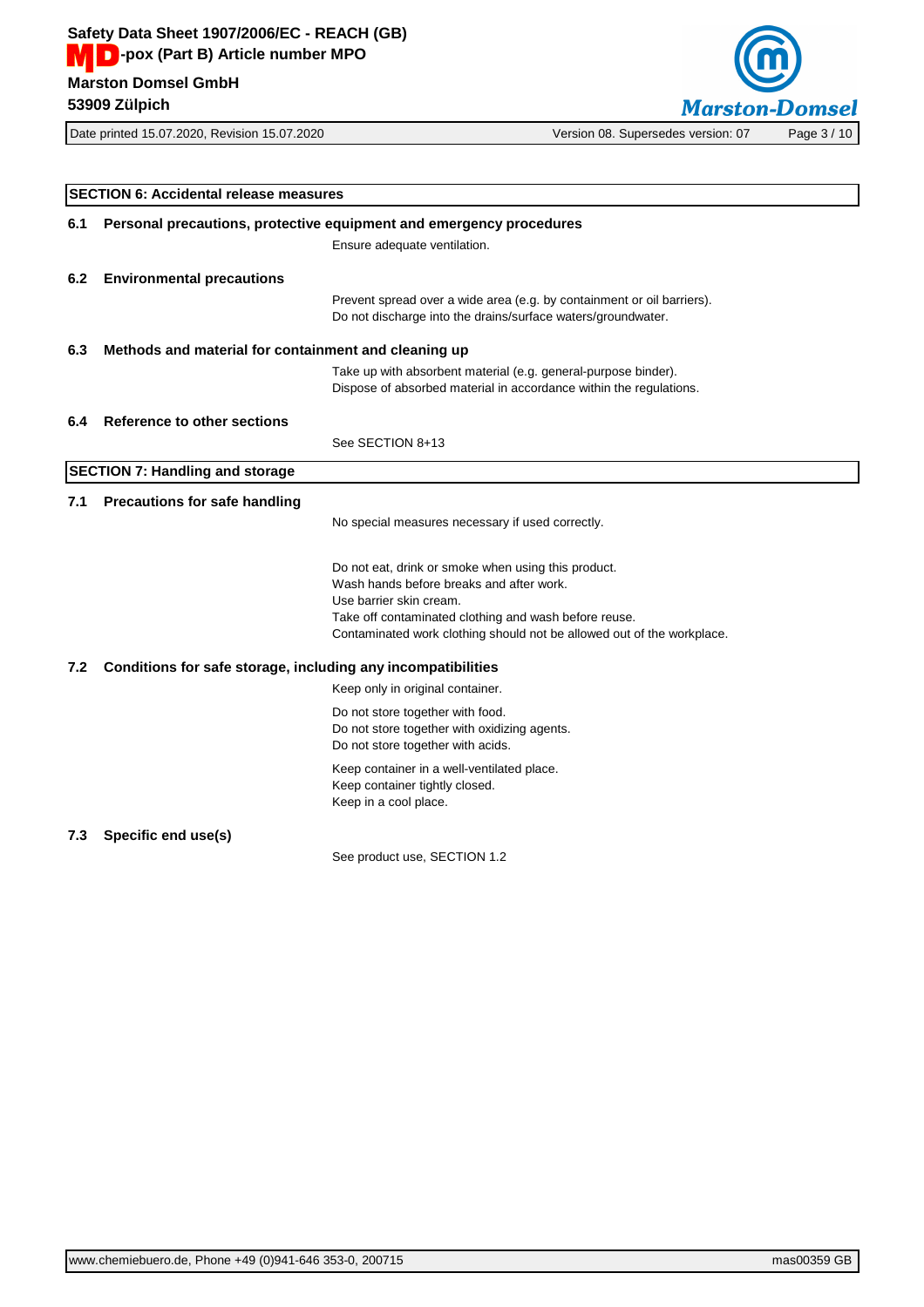## SECTION 6: Accidental release measures

### 6.1 Personal precautions, protective equipment and emergency procedures

Ensure adequate ventilation.

### 6.2 Environmental precautions

Prevent spread over a wide area (e.g. by containment or oil barriers).
Do not discharge into the drains/surface waters/groundwater.

### 6.3 Methods and material for containment and cleaning up

Take up with absorbent material (e.g. general-purpose binder).
Dispose of absorbed material in accordance within the regulations.

### 6.4 Reference to other sections

See SECTION 8+13

## SECTION 7: Handling and storage

### 7.1 Precautions for safe handling

No special measures necessary if used correctly.

Do not eat, drink or smoke when using this product.
Wash hands before breaks and after work.
Use barrier skin cream.
Take off contaminated clothing and wash before reuse.
Contaminated work clothing should not be allowed out of the workplace.

### 7.2 Conditions for safe storage, including any incompatibilities

Keep only in original container.

Do not store together with food.
Do not store together with oxidizing agents.
Do not store together with acids.

Keep container in a well-ventilated place.
Keep container tightly closed.
Keep in a cool place.

### 7.3 Specific end use(s)

See product use, SECTION 1.2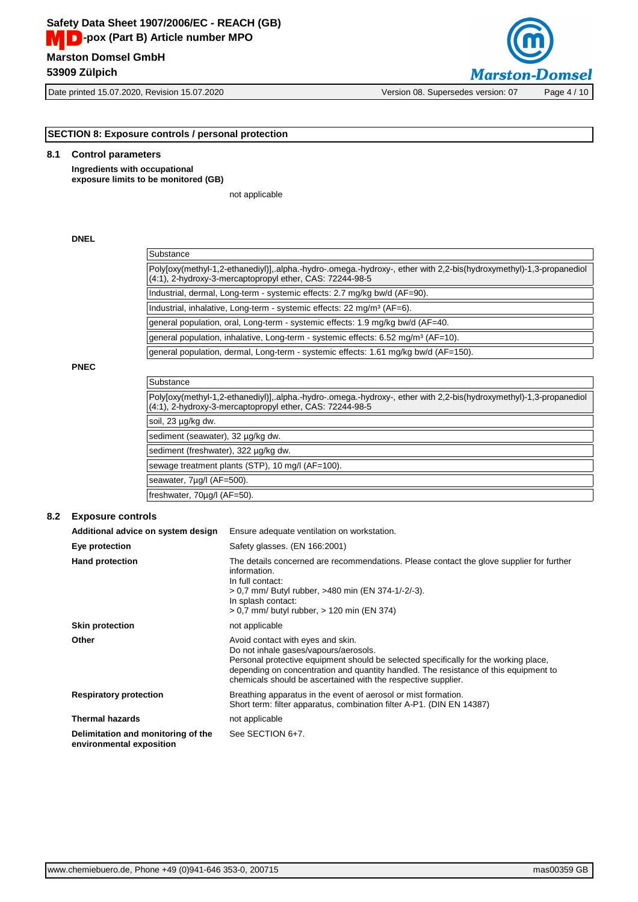## SECTION 8: Exposure controls / personal protection

### 8.1 Control parameters

**Ingredients with occupational exposure limits to be monitored (GB)**

not applicable

**DNEL**

| Substance |
|---|
| Poly[oxy(methyl-1,2-ethanediyl)],.alpha.-hydro-.omega.-hydroxy-, ether with 2,2-bis(hydroxymethyl)-1,3-propanediol (4:1), 2-hydroxy-3-mercaptopropyl ether, CAS: 72244-98-5 |
| Industrial, dermal, Long-term - systemic effects: 2.7 mg/kg bw/d (AF=90). |
| Industrial, inhalative, Long-term - systemic effects: 22 mg/m³ (AF=6). |
| general population, oral, Long-term - systemic effects: 1.9 mg/kg bw/d (AF=40. |
| general population, inhalative, Long-term - systemic effects: 6.52 mg/m³ (AF=10). |
| general population, dermal, Long-term - systemic effects: 1.61 mg/kg bw/d (AF=150). |

**PNEC**

| Substance |
|---|
| Poly[oxy(methyl-1,2-ethanediyl)],.alpha.-hydro-.omega.-hydroxy-, ether with 2,2-bis(hydroxymethyl)-1,3-propanediol (4:1), 2-hydroxy-3-mercaptopropyl ether, CAS: 72244-98-5 |
| soil, 23 µg/kg dw. |
| sediment (seawater), 32 µg/kg dw. |
| sediment (freshwater), 322 µg/kg dw. |
| sewage treatment plants (STP), 10 mg/l (AF=100). |
| seawater, 7µg/l (AF=500). |
| freshwater, 70µg/l (AF=50). |

### 8.2 Exposure controls

**Additional advice on system design**
Ensure adequate ventilation on workstation.

**Eye protection**
Safety glasses. (EN 166:2001)

**Hand protection**
The details concerned are recommendations. Please contact the glove supplier for further information.
In full contact:
> 0,7 mm/ Butyl rubber, >480 min (EN 374-1/-2/-3).
In splash contact:
> 0,7 mm/ butyl rubber, > 120 min (EN 374)

**Skin protection**
not applicable

**Other**
Avoid contact with eyes and skin.
Do not inhale gases/vapours/aerosols.
Personal protective equipment should be selected specifically for the working place, depending on concentration and quantity handled. The resistance of this equipment to chemicals should be ascertained with the respective supplier.

**Respiratory protection**
Breathing apparatus in the event of aerosol or mist formation.
Short term: filter apparatus, combination filter A-P1. (DIN EN 14387)

**Thermal hazards**
not applicable

**Delimitation and monitoring of the environmental exposition**
See SECTION 6+7.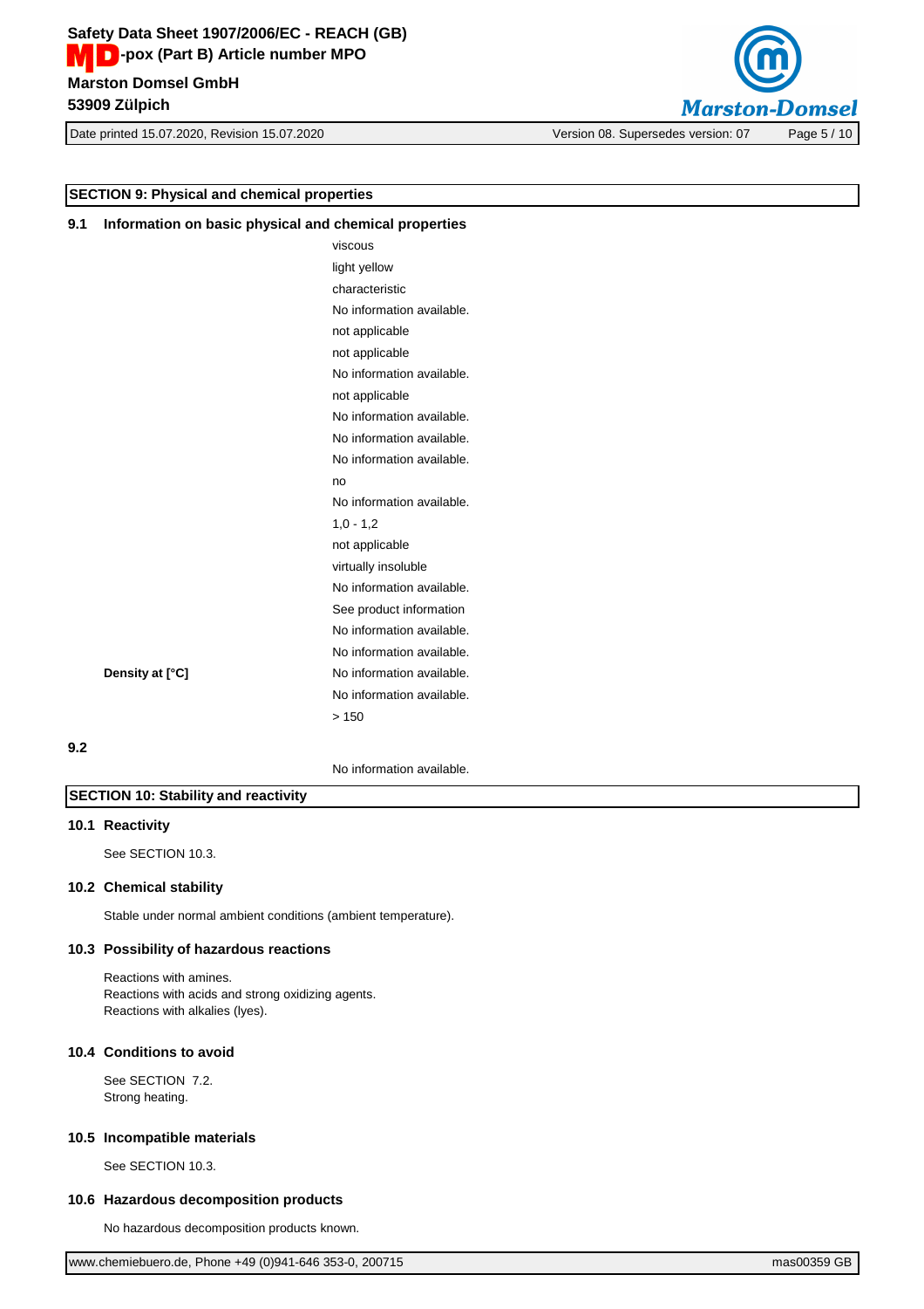## SECTION 9: Physical and chemical properties

### 9.1 Information on basic physical and chemical properties

| | |
|---|---|
| | viscous |
| | light yellow |
| | characteristic |
| | No information available. |
| | not applicable |
| | not applicable |
| | No information available. |
| | not applicable |
| | No information available. |
| | No information available. |
| | No information available. |
| | no |
| | No information available. |
| | 1,0 - 1,2 |
| | not applicable |
| | virtually insoluble |
| | No information available. |
| | See product information |
| | No information available. |
| | No information available. |
| **Density at [°C]** | No information available. |
| | No information available. |
| | > 150 |

### 9.2

No information available.

## SECTION 10: Stability and reactivity

### 10.1 Reactivity

See SECTION 10.3.

### 10.2 Chemical stability

Stable under normal ambient conditions (ambient temperature).

### 10.3 Possibility of hazardous reactions

Reactions with amines.
Reactions with acids and strong oxidizing agents.
Reactions with alkalies (lyes).

### 10.4 Conditions to avoid

See SECTION 7.2.
Strong heating.

### 10.5 Incompatible materials

See SECTION 10.3.

### 10.6 Hazardous decomposition products

No hazardous decomposition products known.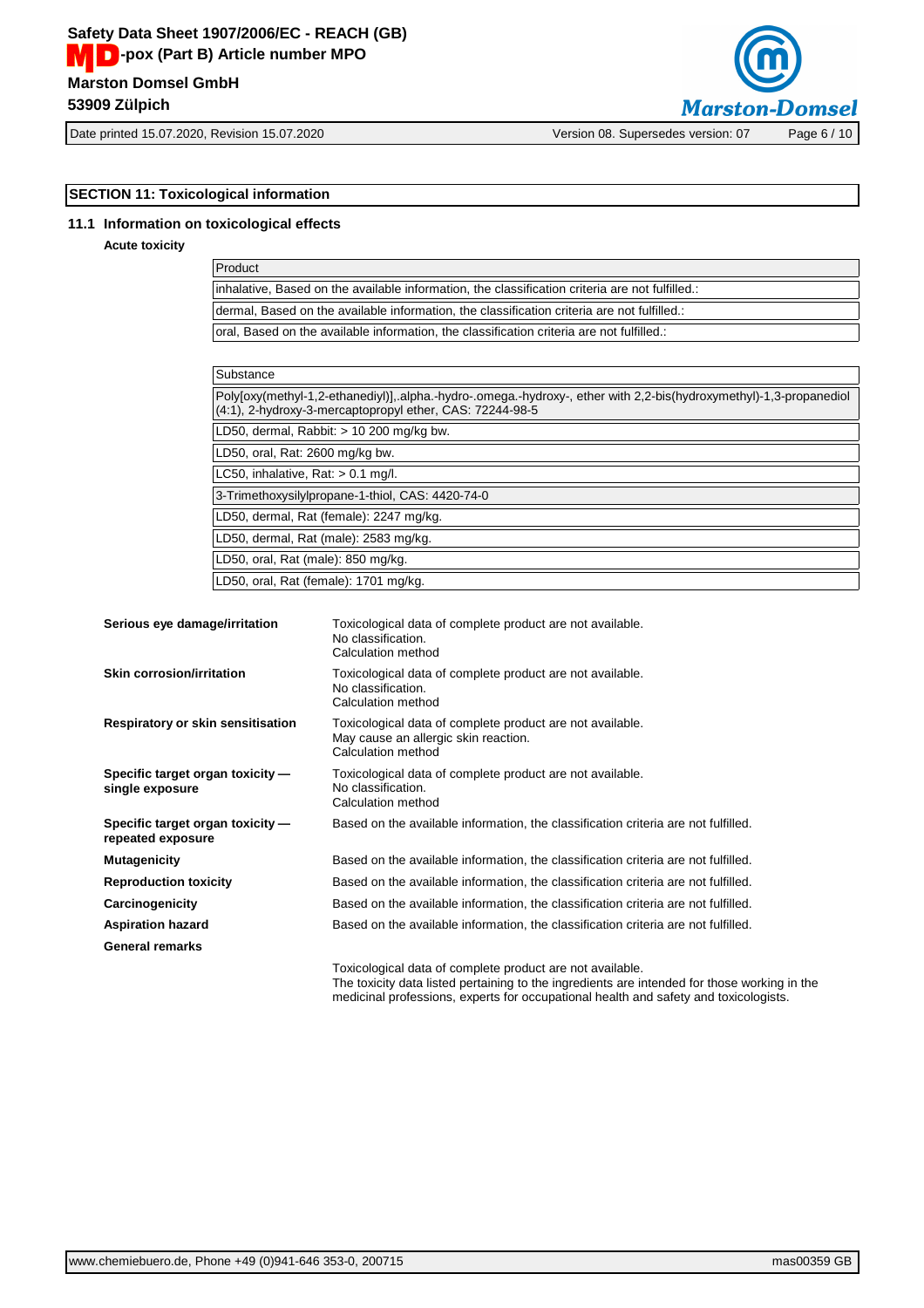## SECTION 11: Toxicological information

### 11.1 Information on toxicological effects

**Acute toxicity**

| Product |
|---|
| inhalative, Based on the available information, the classification criteria are not fulfilled.: |
| dermal, Based on the available information, the classification criteria are not fulfilled.: |
| oral, Based on the available information, the classification criteria are not fulfilled.: |

| Substance |
|---|
| Poly[oxy(methyl-1,2-ethanediyl)],.alpha.-hydro-.omega.-hydroxy-, ether with 2,2-bis(hydroxymethyl)-1,3-propanediol (4:1), 2-hydroxy-3-mercaptopropyl ether, CAS: 72244-98-5 |
| LD50, dermal, Rabbit: > 10 200 mg/kg bw. |
| LD50, oral, Rat: 2600 mg/kg bw. |
| LC50, inhalative, Rat: > 0.1 mg/l. |
| 3-Trimethoxysilylpropane-1-thiol, CAS: 4420-74-0 |
| LD50, dermal, Rat (female): 2247 mg/kg. |
| LD50, dermal, Rat (male): 2583 mg/kg. |
| LD50, oral, Rat (male): 850 mg/kg. |
| LD50, oral, Rat (female): 1701 mg/kg. |

**Serious eye damage/irritation**
Toxicological data of complete product are not available.
No classification.
Calculation method

**Skin corrosion/irritation**
Toxicological data of complete product are not available.
No classification.
Calculation method

**Respiratory or skin sensitisation**
Toxicological data of complete product are not available.
May cause an allergic skin reaction.
Calculation method

**Specific target organ toxicity — single exposure**
Toxicological data of complete product are not available.
No classification.
Calculation method

**Specific target organ toxicity — repeated exposure**
Based on the available information, the classification criteria are not fulfilled.

**Mutagenicity**
Based on the available information, the classification criteria are not fulfilled.

**Reproduction toxicity**
Based on the available information, the classification criteria are not fulfilled.

**Carcinogenicity**
Based on the available information, the classification criteria are not fulfilled.

**Aspiration hazard**
Based on the available information, the classification criteria are not fulfilled.

**General remarks**

Toxicological data of complete product are not available.
The toxicity data listed pertaining to the ingredients are intended for those working in the medicinal professions, experts for occupational health and safety and toxicologists.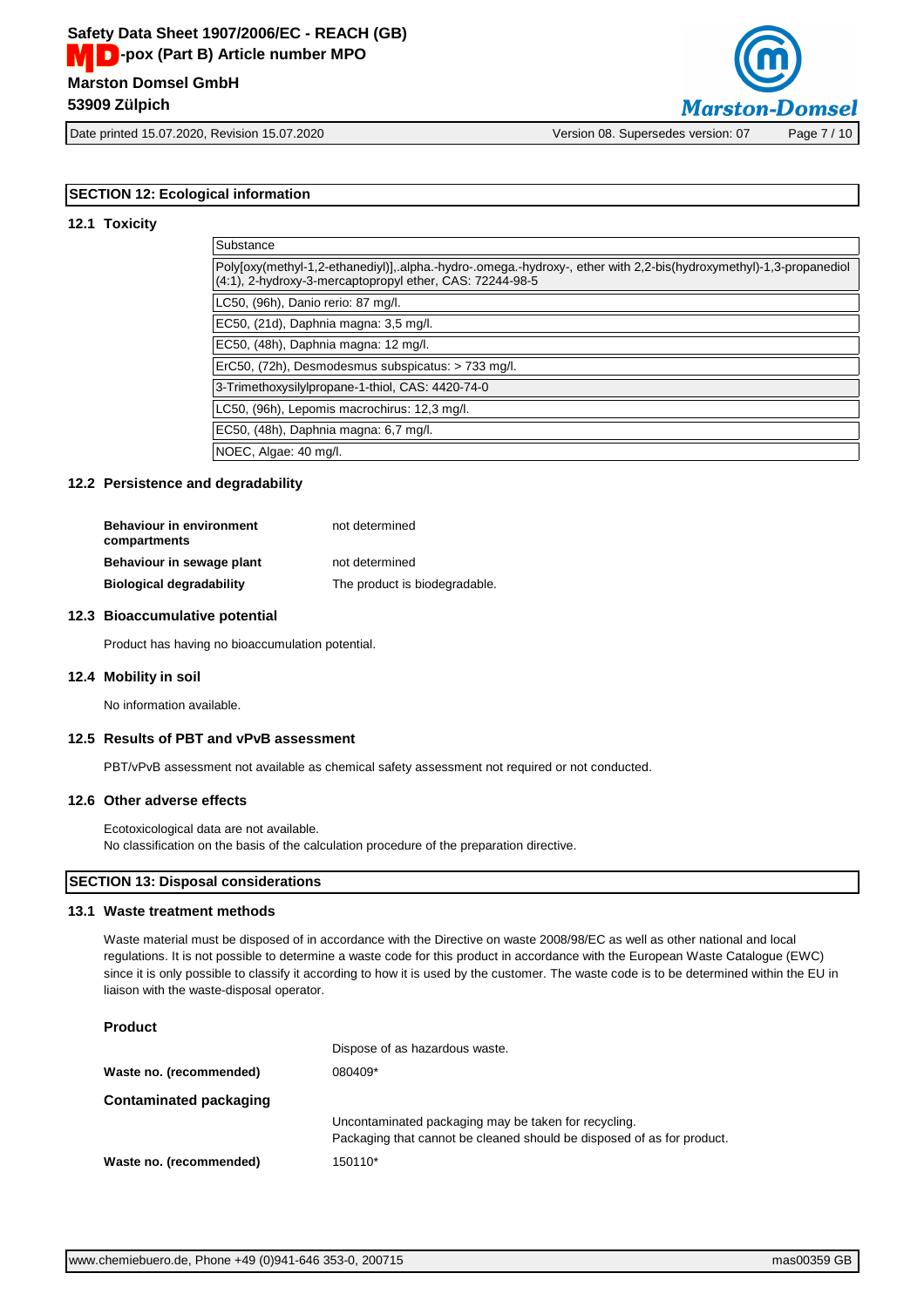## SECTION 12: Ecological information

### 12.1 Toxicity

| Substance |
|---|
| Poly[oxy(methyl-1,2-ethanediyl)],.alpha.-hydro-.omega.-hydroxy-, ether with 2,2-bis(hydroxymethyl)-1,3-propanediol (4:1), 2-hydroxy-3-mercaptopropyl ether, CAS: 72244-98-5 |
| LC50, (96h), Danio rerio: 87 mg/l. |
| EC50, (21d), Daphnia magna: 3,5 mg/l. |
| EC50, (48h), Daphnia magna: 12 mg/l. |
| ErC50, (72h), Desmodesmus subspicatus: > 733 mg/l. |
| 3-Trimethoxysilylpropane-1-thiol, CAS: 4420-74-0 |
| LC50, (96h), Lepomis macrochirus: 12,3 mg/l. |
| EC50, (48h), Daphnia magna: 6,7 mg/l. |
| NOEC, Algae: 40 mg/l. |

### 12.2 Persistence and degradability

**Behaviour in environment compartments** not determined

**Behaviour in sewage plant** not determined

**Biological degradability** The product is biodegradable.

### 12.3 Bioaccumulative potential

Product has having no bioaccumulation potential.

### 12.4 Mobility in soil

No information available.

### 12.5 Results of PBT and vPvB assessment

PBT/vPvB assessment not available as chemical safety assessment not required or not conducted.

### 12.6 Other adverse effects

Ecotoxicological data are not available.
No classification on the basis of the calculation procedure of the preparation directive.

## SECTION 13: Disposal considerations

### 13.1 Waste treatment methods

Waste material must be disposed of in accordance with the Directive on waste 2008/98/EC as well as other national and local regulations. It is not possible to determine a waste code for this product in accordance with the European Waste Catalogue (EWC) since it is only possible to classify it according to how it is used by the customer. The waste code is to be determined within the EU in liaison with the waste-disposal operator.

**Product**

Dispose of as hazardous waste.

**Waste no. (recommended)** 080409*

**Contaminated packaging**

Uncontaminated packaging may be taken for recycling.
Packaging that cannot be cleaned should be disposed of as for product.

**Waste no. (recommended)** 150110*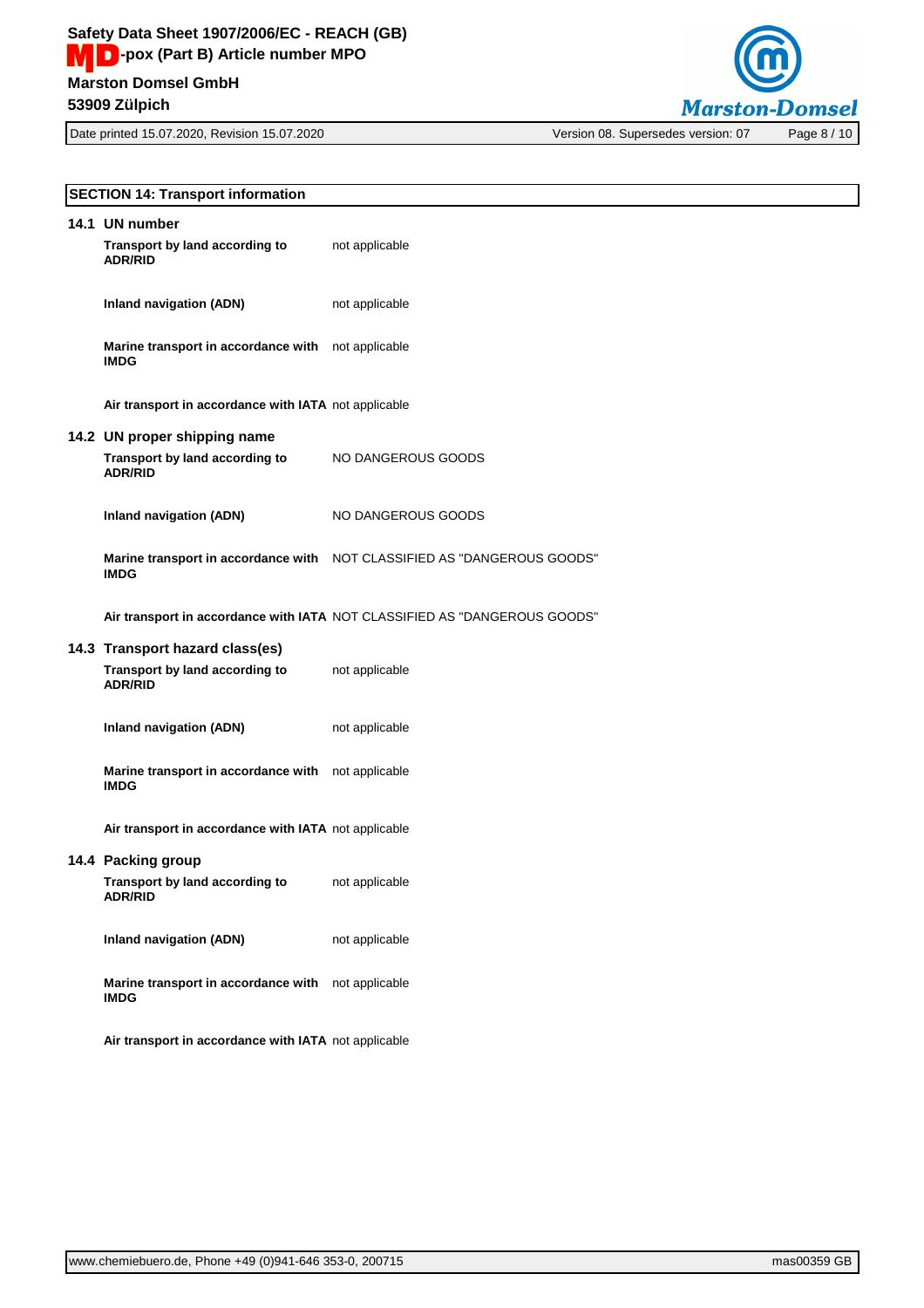## SECTION 14: Transport information

### 14.1 UN number

| | |
|---|---|
| **Transport by land according to ADR/RID** | not applicable |
| **Inland navigation (ADN)** | not applicable |
| **Marine transport in accordance with IMDG** | not applicable |
| **Air transport in accordance with IATA** | not applicable |

### 14.2 UN proper shipping name

| | |
|---|---|
| **Transport by land according to ADR/RID** | NO DANGEROUS GOODS |
| **Inland navigation (ADN)** | NO DANGEROUS GOODS |
| **Marine transport in accordance with IMDG** | NOT CLASSIFIED AS "DANGEROUS GOODS" |
| **Air transport in accordance with IATA** | NOT CLASSIFIED AS "DANGEROUS GOODS" |

### 14.3 Transport hazard class(es)

| | |
|---|---|
| **Transport by land according to ADR/RID** | not applicable |
| **Inland navigation (ADN)** | not applicable |
| **Marine transport in accordance with IMDG** | not applicable |
| **Air transport in accordance with IATA** | not applicable |

### 14.4 Packing group

| | |
|---|---|
| **Transport by land according to ADR/RID** | not applicable |
| **Inland navigation (ADN)** | not applicable |
| **Marine transport in accordance with IMDG** | not applicable |
| **Air transport in accordance with IATA** | not applicable |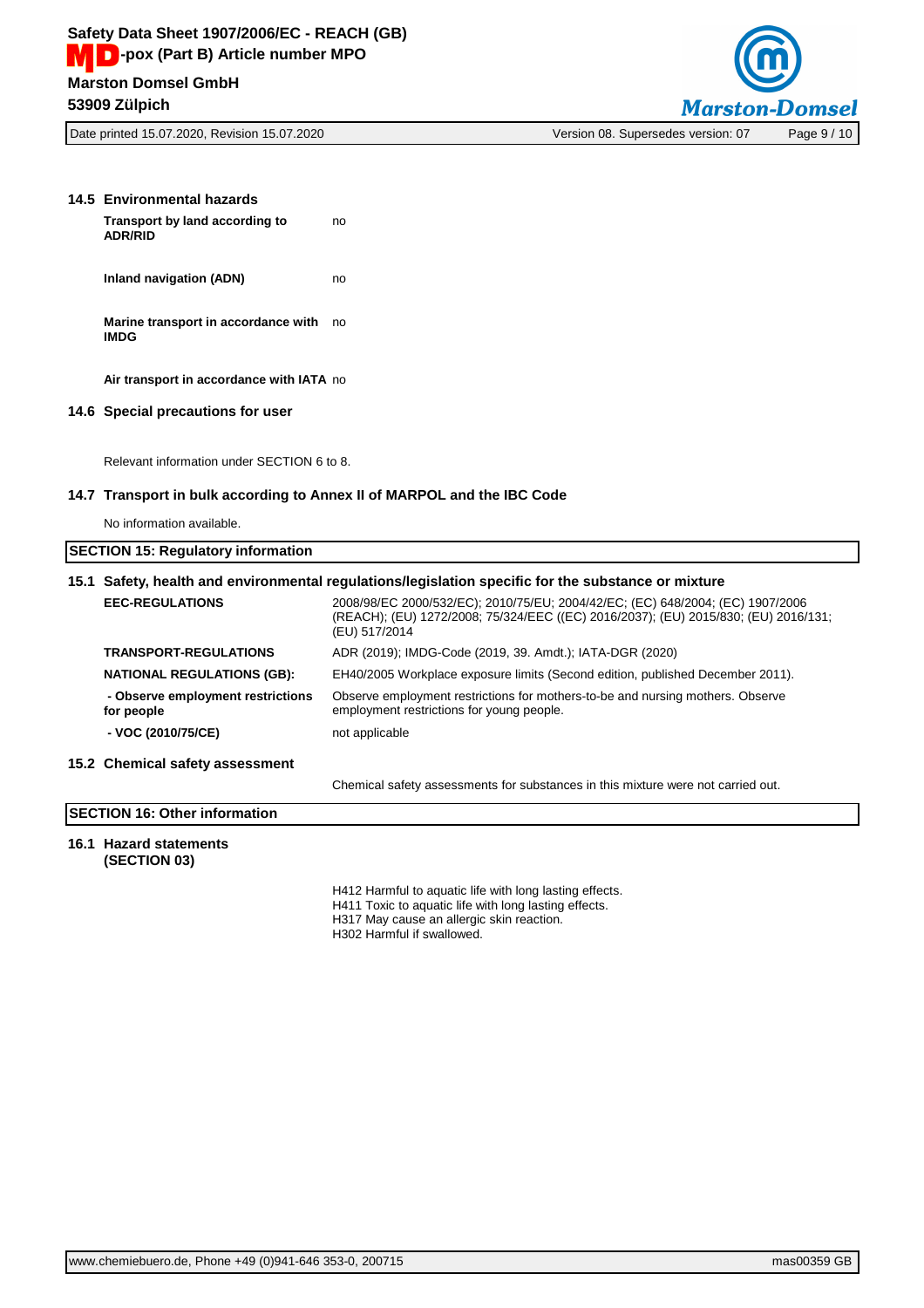### 14.5 Environmental hazards

**Transport by land according to ADR/RID** no

**Inland navigation (ADN)** no

**Marine transport in accordance with IMDG** no

**Air transport in accordance with IATA** no

### 14.6 Special precautions for user

Relevant information under SECTION 6 to 8.

### 14.7 Transport in bulk according to Annex II of MARPOL and the IBC Code

No information available.

## SECTION 15: Regulatory information

### 15.1 Safety, health and environmental regulations/legislation specific for the substance or mixture

| | |
|---|---|
| **EEC-REGULATIONS** | 2008/98/EC 2000/532/EC); 2010/75/EU; 2004/42/EC; (EC) 648/2004; (EC) 1907/2006 (REACH); (EU) 1272/2008; 75/324/EEC ((EC) 2016/2037); (EU) 2015/830; (EU) 2016/131; (EU) 517/2014 |
| **TRANSPORT-REGULATIONS** | ADR (2019); IMDG-Code (2019, 39. Amdt.); IATA-DGR (2020) |
| **NATIONAL REGULATIONS (GB):** | EH40/2005 Workplace exposure limits (Second edition, published December 2011). |
| **- Observe employment restrictions for people** | Observe employment restrictions for mothers-to-be and nursing mothers. Observe employment restrictions for young people. |
| **- VOC (2010/75/CE)** | not applicable |

### 15.2 Chemical safety assessment

Chemical safety assessments for substances in this mixture were not carried out.

## SECTION 16: Other information

### 16.1 Hazard statements (SECTION 03)

H412 Harmful to aquatic life with long lasting effects.
H411 Toxic to aquatic life with long lasting effects.
H317 May cause an allergic skin reaction.
H302 Harmful if swallowed.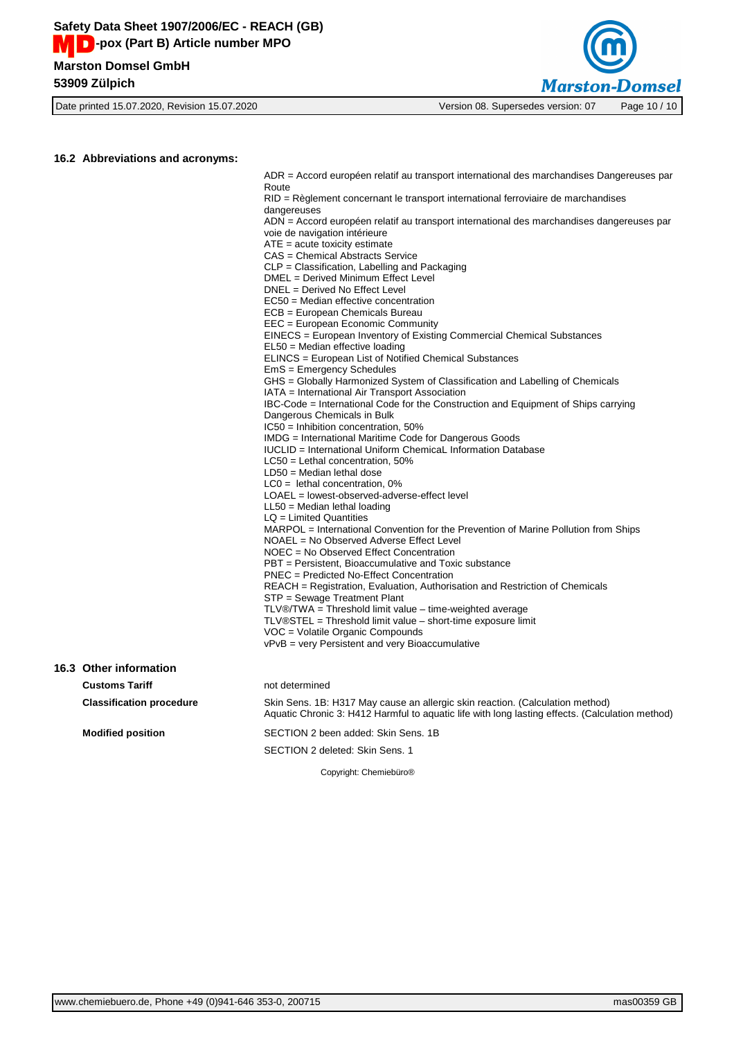### 16.2 Abbreviations and acronyms:

ADR = Accord européen relatif au transport international des marchandises Dangereuses par Route
RID = Règlement concernant le transport international ferroviaire de marchandises dangereuses
ADN = Accord européen relatif au transport international des marchandises dangereuses par voie de navigation intérieure
ATE = acute toxicity estimate
CAS = Chemical Abstracts Service
CLP = Classification, Labelling and Packaging
DMEL = Derived Minimum Effect Level
DNEL = Derived No Effect Level
EC50 = Median effective concentration
ECB = European Chemicals Bureau
EEC = European Economic Community
EINECS = European Inventory of Existing Commercial Chemical Substances
EL50 = Median effective loading
ELINCS = European List of Notified Chemical Substances
EmS = Emergency Schedules
GHS = Globally Harmonized System of Classification and Labelling of Chemicals
IATA = International Air Transport Association
IBC-Code = International Code for the Construction and Equipment of Ships carrying Dangerous Chemicals in Bulk
IC50 = Inhibition concentration, 50%
IMDG = International Maritime Code for Dangerous Goods
IUCLID = International Uniform ChemicaL Information Database
LC50 = Lethal concentration, 50%
LD50 = Median lethal dose
LC0 = lethal concentration, 0%
LOAEL = lowest-observed-adverse-effect level
LL50 = Median lethal loading
LQ = Limited Quantities
MARPOL = International Convention for the Prevention of Marine Pollution from Ships
NOAEL = No Observed Adverse Effect Level
NOEC = No Observed Effect Concentration
PBT = Persistent, Bioaccumulative and Toxic substance
PNEC = Predicted No-Effect Concentration
REACH = Registration, Evaluation, Authorisation and Restriction of Chemicals
STP = Sewage Treatment Plant
TLV®/TWA = Threshold limit value – time-weighted average
TLV®STEL = Threshold limit value – short-time exposure limit
VOC = Volatile Organic Compounds
vPvB = very Persistent and very Bioaccumulative

### 16.3 Other information

**Customs Tariff**
not determined

**Classification procedure**
Skin Sens. 1B: H317 May cause an allergic skin reaction. (Calculation method)
Aquatic Chronic 3: H412 Harmful to aquatic life with long lasting effects. (Calculation method)

**Modified position**
SECTION 2 been added: Skin Sens. 1B

SECTION 2 deleted: Skin Sens. 1

Copyright: Chemiebüro®